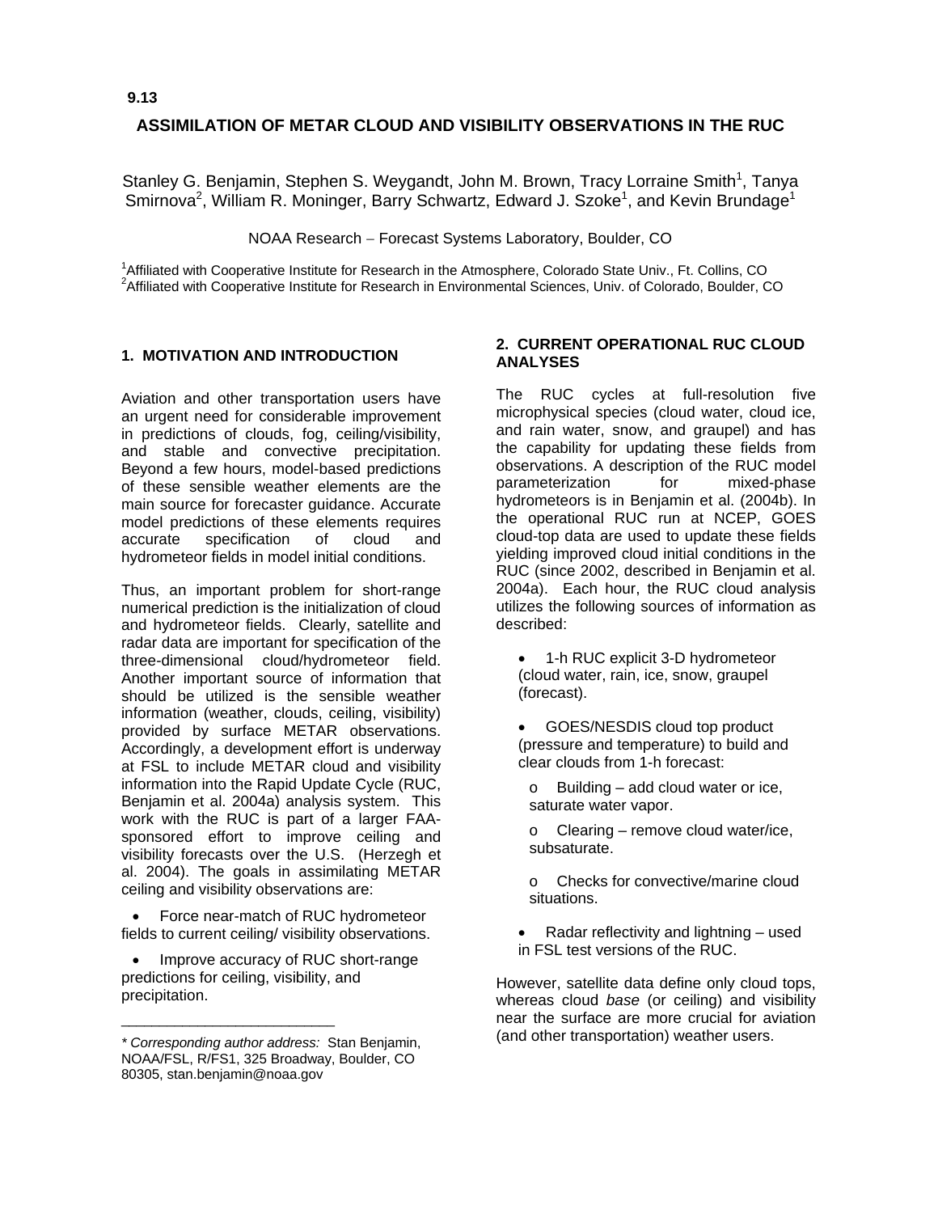9.13

# ASSIMILATION OF METAR CLOUD AND VISIBILITY OBSERVATIONS IN THE RUC

Stanley G. Benjamin, Stephen S. Weygandt, John M. Brown, Tracy Lorraine Smith[1], Tanya Smirnova[2], William R. Moninger, Barry Schwartz, Edward J. Szoke[1], and Kevin Brundage[1]

NOAA Research – Forecast Systems Laboratory, Boulder, CO

[1]Affiliated with Cooperative Institute for Research in the Atmosphere, Colorado State Univ., Ft. Collins, CO
[2]Affiliated with Cooperative Institute for Research in Environmental Sciences, Univ. of Colorado, Boulder, CO

## 1. MOTIVATION AND INTRODUCTION

Aviation and other transportation users have an urgent need for considerable improvement in predictions of clouds, fog, ceiling/visibility, and stable and convective precipitation. Beyond a few hours, model-based predictions of these sensible weather elements are the main source for forecaster guidance. Accurate model predictions of these elements requires accurate specification of cloud and hydrometeor fields in model initial conditions.

Thus, an important problem for short-range numerical prediction is the initialization of cloud and hydrometeor fields. Clearly, satellite and radar data are important for specification of the three-dimensional cloud/hydrometeor field. Another important source of information that should be utilized is the sensible weather information (weather, clouds, ceiling, visibility) provided by surface METAR observations. Accordingly, a development effort is underway at FSL to include METAR cloud and visibility information into the Rapid Update Cycle (RUC, Benjamin et al. 2004a) analysis system. This work with the RUC is part of a larger FAA-sponsored effort to improve ceiling and visibility forecasts over the U.S. (Herzegh et al. 2004). The goals in assimilating METAR ceiling and visibility observations are:

- Force near-match of RUC hydrometeor fields to current ceiling/ visibility observations.
- Improve accuracy of RUC short-range predictions for ceiling, visibility, and precipitation.

*\* Corresponding author address:* Stan Benjamin, NOAA/FSL, R/FS1, 325 Broadway, Boulder, CO 80305, stan.benjamin@noaa.gov

## 2. CURRENT OPERATIONAL RUC CLOUD ANALYSES

The RUC cycles at full-resolution five microphysical species (cloud water, cloud ice, and rain water, snow, and graupel) and has the capability for updating these fields from observations. A description of the RUC model parameterization for mixed-phase hydrometeors is in Benjamin et al. (2004b). In the operational RUC run at NCEP, GOES cloud-top data are used to update these fields yielding improved cloud initial conditions in the RUC (since 2002, described in Benjamin et al. 2004a). Each hour, the RUC cloud analysis utilizes the following sources of information as described:

- 1-h RUC explicit 3-D hydrometeor (cloud water, rain, ice, snow, graupel (forecast).
- GOES/NESDIS cloud top product (pressure and temperature) to build and clear clouds from 1-h forecast:
  - Building – add cloud water or ice, saturate water vapor.
  - Clearing – remove cloud water/ice, subsaturate.
  - Checks for convective/marine cloud situations.
- Radar reflectivity and lightning – used in FSL test versions of the RUC.

However, satellite data define only cloud tops, whereas cloud *base* (or ceiling) and visibility near the surface are more crucial for aviation (and other transportation) weather users.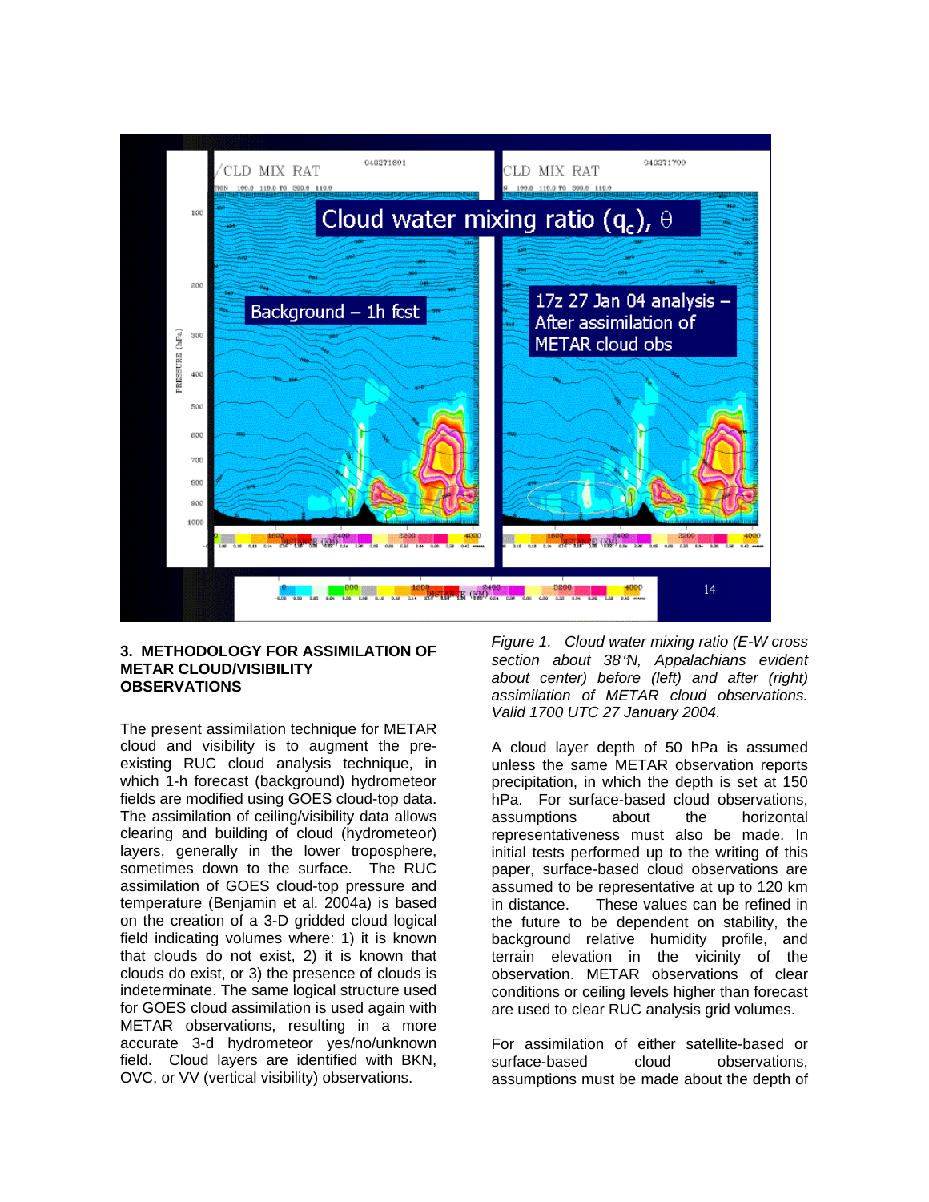*Figure 1. Cloud water mixing ratio (E-W cross section about 38°N, Appalachians evident about center) before (left) and after (right) assimilation of METAR cloud observations. Valid 1700 UTC 27 January 2004.*

## 3. METHODOLOGY FOR ASSIMILATION OF METAR CLOUD/VISIBILITY OBSERVATIONS

The present assimilation technique for METAR cloud and visibility is to augment the pre-existing RUC cloud analysis technique, in which 1-h forecast (background) hydrometeor fields are modified using GOES cloud-top data. The assimilation of ceiling/visibility data allows clearing and building of cloud (hydrometeor) layers, generally in the lower troposphere, sometimes down to the surface. The RUC assimilation of GOES cloud-top pressure and temperature (Benjamin et al. 2004a) is based on the creation of a 3-D gridded cloud logical field indicating volumes where: 1) it is known that clouds do not exist, 2) it is known that clouds do exist, or 3) the presence of clouds is indeterminate. The same logical structure used for GOES cloud assimilation is used again with METAR observations, resulting in a more accurate 3-d hydrometeor yes/no/unknown field. Cloud layers are identified with BKN, OVC, or VV (vertical visibility) observations.

A cloud layer depth of 50 hPa is assumed unless the same METAR observation reports precipitation, in which the depth is set at 150 hPa. For surface-based cloud observations, assumptions about the horizontal representativeness must also be made. In initial tests performed up to the writing of this paper, surface-based cloud observations are assumed to be representative at up to 120 km in distance. These values can be refined in the future to be dependent on stability, the background relative humidity profile, and terrain elevation in the vicinity of the observation. METAR observations of clear conditions or ceiling levels higher than forecast are used to clear RUC analysis grid volumes.

For assimilation of either satellite-based or surface-based cloud observations, assumptions must be made about the depth of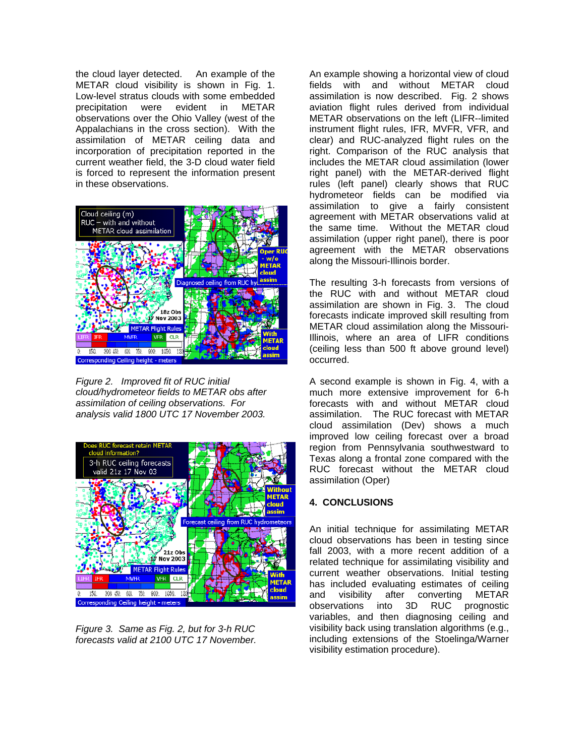the cloud layer detected. An example of the METAR cloud visibility is shown in Fig. 1. Low-level stratus clouds with some embedded precipitation were evident in METAR observations over the Ohio Valley (west of the Appalachians in the cross section). With the assimilation of METAR ceiling data and incorporation of precipitation reported in the current weather field, the 3-D cloud water field is forced to represent the information present in these observations.

*Figure 2. Improved fit of RUC initial cloud/hydrometeor fields to METAR obs after assimilation of ceiling observations. For analysis valid 1800 UTC 17 November 2003.*

*Figure 3. Same as Fig. 2, but for 3-h RUC forecasts valid at 2100 UTC 17 November.*

An example showing a horizontal view of cloud fields with and without METAR cloud assimilation is now described. Fig. 2 shows aviation flight rules derived from individual METAR observations on the left (LIFR--limited instrument flight rules, IFR, MVFR, VFR, and clear) and RUC-analyzed flight rules on the right. Comparison of the RUC analysis that includes the METAR cloud assimilation (lower right panel) with the METAR-derived flight rules (left panel) clearly shows that RUC hydrometeor fields can be modified via assimilation to give a fairly consistent agreement with METAR observations valid at the same time. Without the METAR cloud assimilation (upper right panel), there is poor agreement with the METAR observations along the Missouri-Illinois border.

The resulting 3-h forecasts from versions of the RUC with and without METAR cloud assimilation are shown in Fig. 3. The cloud forecasts indicate improved skill resulting from METAR cloud assimilation along the Missouri-Illinois, where an area of LIFR conditions (ceiling less than 500 ft above ground level) occurred.

A second example is shown in Fig. 4, with a much more extensive improvement for 6-h forecasts with and without METAR cloud assimilation. The RUC forecast with METAR cloud assimilation (Dev) shows a much improved low ceiling forecast over a broad region from Pennsylvania southwestward to Texas along a frontal zone compared with the RUC forecast without the METAR cloud assimilation (Oper)

## 4. CONCLUSIONS

An initial technique for assimilating METAR cloud observations has been in testing since fall 2003, with a more recent addition of a related technique for assimilating visibility and current weather observations. Initial testing has included evaluating estimates of ceiling and visibility after converting METAR observations into 3D RUC prognostic variables, and then diagnosing ceiling and visibility back using translation algorithms (e.g., including extensions of the Stoelinga/Warner visibility estimation procedure).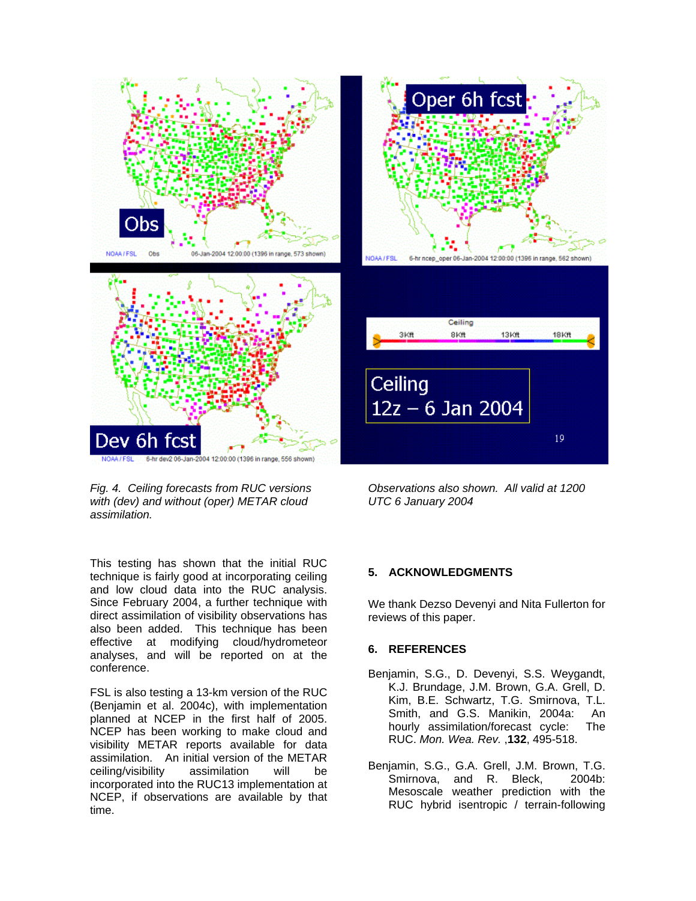*Fig. 4. Ceiling forecasts from RUC versions with (dev) and without (oper) METAR cloud assimilation. Observations also shown. All valid at 1200 UTC 6 January 2004*

This testing has shown that the initial RUC technique is fairly good at incorporating ceiling and low cloud data into the RUC analysis. Since February 2004, a further technique with direct assimilation of visibility observations has also been added. This technique has been effective at modifying cloud/hydrometeor analyses, and will be reported on at the conference.

FSL is also testing a 13-km version of the RUC (Benjamin et al. 2004c), with implementation planned at NCEP in the first half of 2005. NCEP has been working to make cloud and visibility METAR reports available for data assimilation. An initial version of the METAR ceiling/visibility assimilation will be incorporated into the RUC13 implementation at NCEP, if observations are available by that time.

## 5. ACKNOWLEDGMENTS

We thank Dezso Devenyi and Nita Fullerton for reviews of this paper.

## 6. REFERENCES

Benjamin, S.G., D. Devenyi, S.S. Weygandt, K.J. Brundage, J.M. Brown, G.A. Grell, D. Kim, B.E. Schwartz, T.G. Smirnova, T.L. Smith, and G.S. Manikin, 2004a: An hourly assimilation/forecast cycle: The RUC. *Mon. Wea. Rev.* ,**132**, 495-518.

Benjamin, S.G., G.A. Grell, J.M. Brown, T.G. Smirnova, and R. Bleck, 2004b: Mesoscale weather prediction with the RUC hybrid isentropic / terrain-following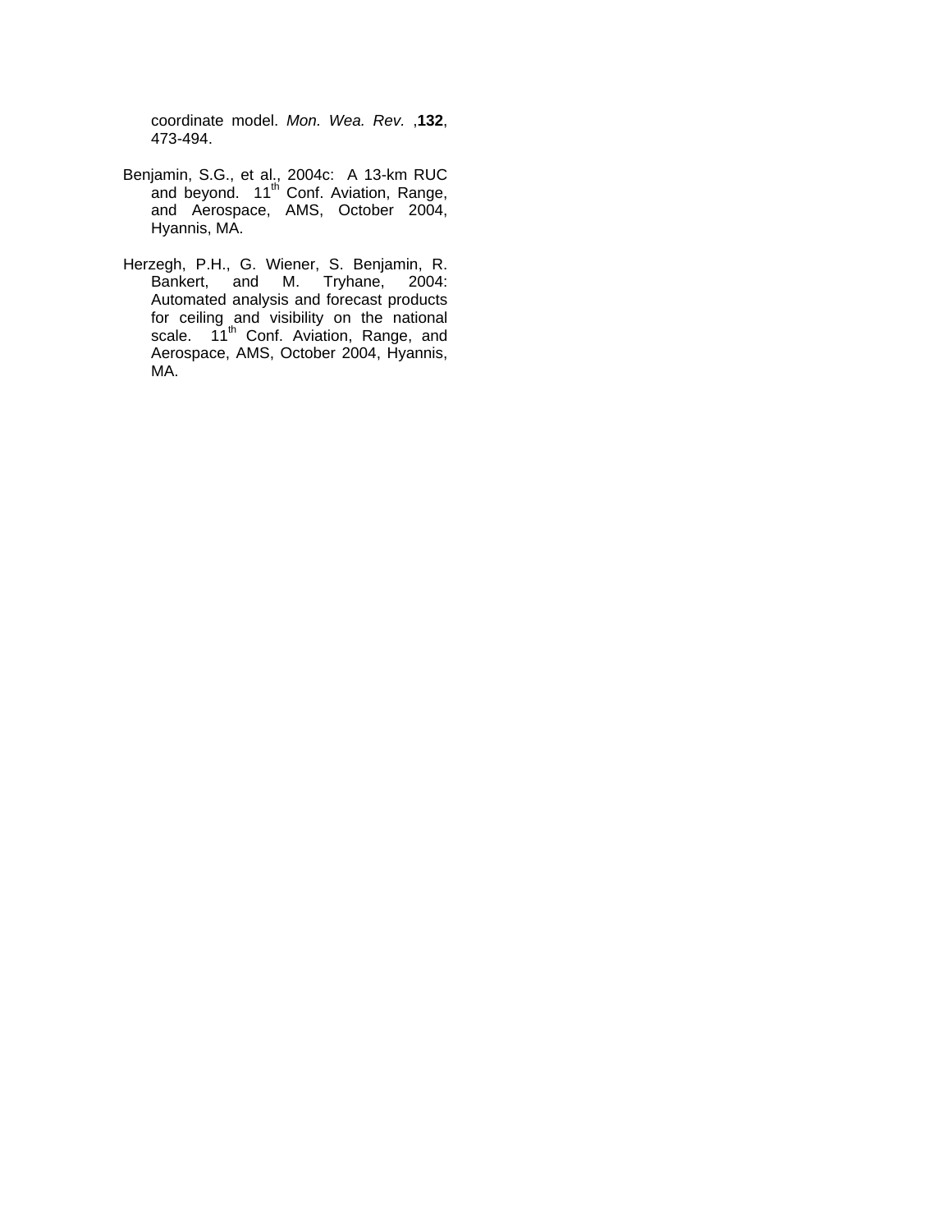coordinate model. *Mon. Wea. Rev.* ,**132**, 473-494.

Benjamin, S.G., et al., 2004c: A 13-km RUC and beyond. 11th Conf. Aviation, Range, and Aerospace, AMS, October 2004, Hyannis, MA.

Herzegh, P.H., G. Wiener, S. Benjamin, R. Bankert, and M. Tryhane, 2004: Automated analysis and forecast products for ceiling and visibility on the national scale. 11th Conf. Aviation, Range, and Aerospace, AMS, October 2004, Hyannis, MA.